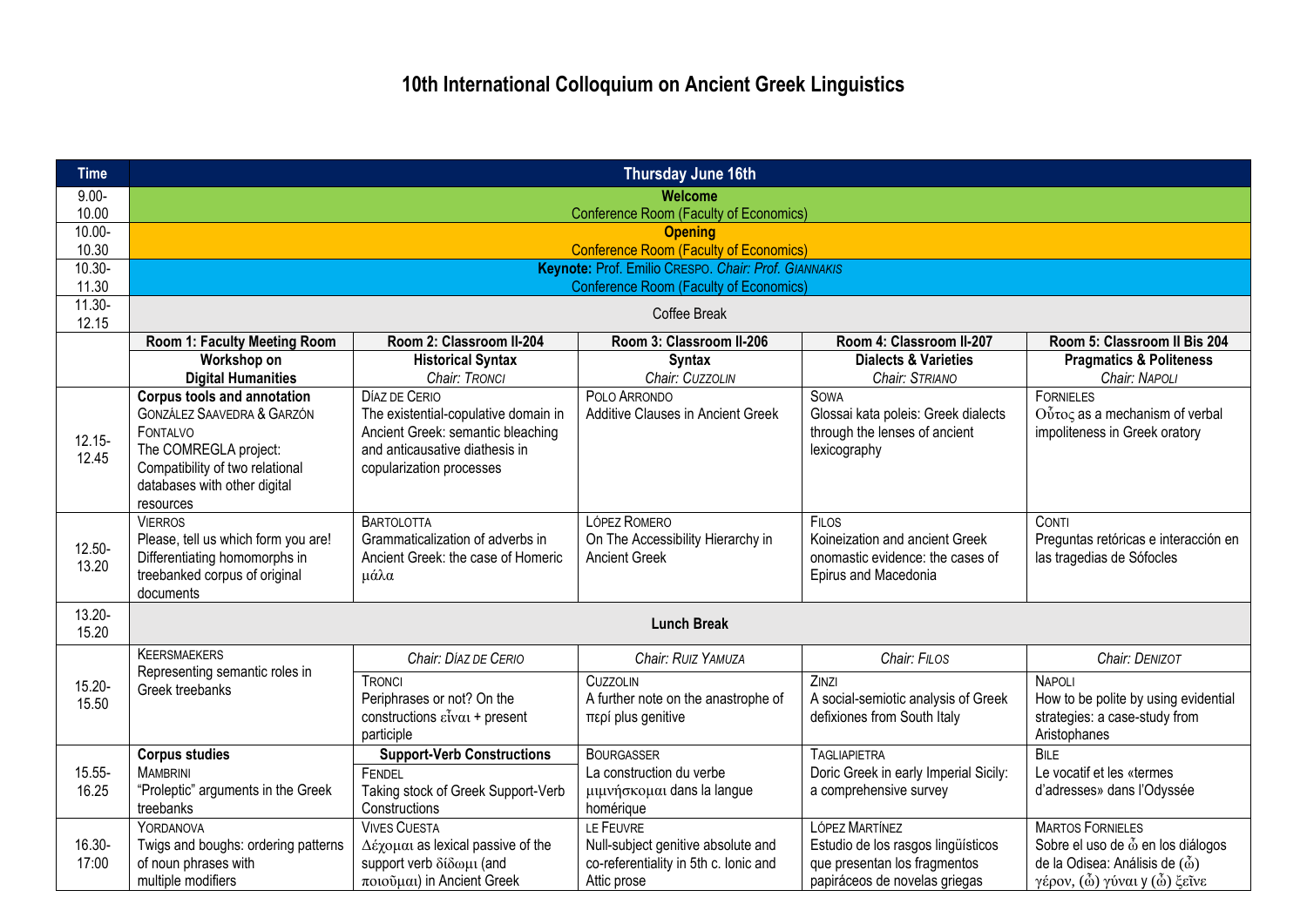# 10th International Colloquium on Ancient Greek Linguistics

| Time | Thursday June 16th | | | | |
|---|---|---|---|---|---|
| 9.00-10.00 | **Welcome** Conference Room (Faculty of Economics) | | | | |
| 10.00-10.30 | **Opening** Conference Room (Faculty of Economics) | | | | |
| 10.30-11.30 | **Keynote:** Prof. Emilio Crespo. *Chair: Prof. Giannakis* Conference Room (Faculty of Economics) | | | | |
| 11.30-12.15 | Coffee Break | | | | |
| | **Room 1: Faculty Meeting Room** | **Room 2: Classroom II-204** | **Room 3: Classroom II-206** | **Room 4: Classroom II-207** | **Room 5: Classroom II Bis 204** |
| | **Workshop on Digital Humanities** | **Historical Syntax** *Chair: Tronci* | **Syntax** *Chair: Cuzzolin* | **Dialects & Varieties** *Chair: Striano* | **Pragmatics & Politeness** *Chair: Napoli* |
| 12.15-12.45 | **Corpus tools and annotation** González Saavedra & Garzón Fontalvo The COMREGLA project: Compatibility of two relational databases with other digital resources | Díaz de Cerio The existential-copulative domain in Ancient Greek: semantic bleaching and anticausative diathesis in copularization processes | Polo Arrondo Additive Clauses in Ancient Greek | Sowa Glossai kata poleis: Greek dialects through the lenses of ancient lexicography | Fornieles Οὗτος as a mechanism of verbal impoliteness in Greek oratory |
| 12.50-13.20 | Vierros Please, tell us which form you are! Differentiating homomorphs in treebanked corpus of original documents | Bartolotta Grammaticalization of adverbs in Ancient Greek: the case of Homeric μάλα | López Romero On The Accessibility Hierarchy in Ancient Greek | Filos Koineization and ancient Greek onomastic evidence: the cases of Epirus and Macedonia | Conti Preguntas retóricas e interacción en las tragedias de Sófocles |
| 13.20-15.20 | **Lunch Break** | | | | |
| | | *Chair: Díaz de Cerio* | *Chair: Ruiz Yamuza* | *Chair: Filos* | *Chair: Denizot* |
| 15.20-15.50 | Keersmaekers Representing semantic roles in Greek treebanks | Tronci Periphrases or not? On the constructions εἶναι + present participle | Cuzzolin A further note on the anastrophe of περί plus genitive | Zinzi A social-semiotic analysis of Greek defixiones from South Italy | Napoli How to be polite by using evidential strategies: a case-study from Aristophanes |
| | **Corpus studies** | **Support-Verb Constructions** | | | |
| 15.55-16.25 | Mambrini "Proleptic" arguments in the Greek treebanks | Fendel Taking stock of Greek Support-Verb Constructions | Bourgasser La construction du verbe μιμνήσκομαι dans la langue homérique | Tagliapietra Doric Greek in early Imperial Sicily: a comprehensive survey | Bile Le vocatif et les «termes d'adresses» dans l'Odyssée |
| 16.30-17:00 | Yordanova Twigs and boughs: ordering patterns of noun phrases with multiple modifiers | Vives Cuesta Δέχομαι as lexical passive of the support verb δίδωμι (and ποιοῦμαι) in Ancient Greek | le Feuvre Null-subject genitive absolute and co-referentiality in 5th c. Ionic and Attic prose | López Martínez Estudio de los rasgos lingüísticos que presentan los fragmentos papiráceos de novelas griegas | Martos Fornieles Sobre el uso de ὦ en los diálogos de la Odisea: Análisis de (ὦ) γέρον, (ὦ) γύναι y (ὦ) ξεῖνε |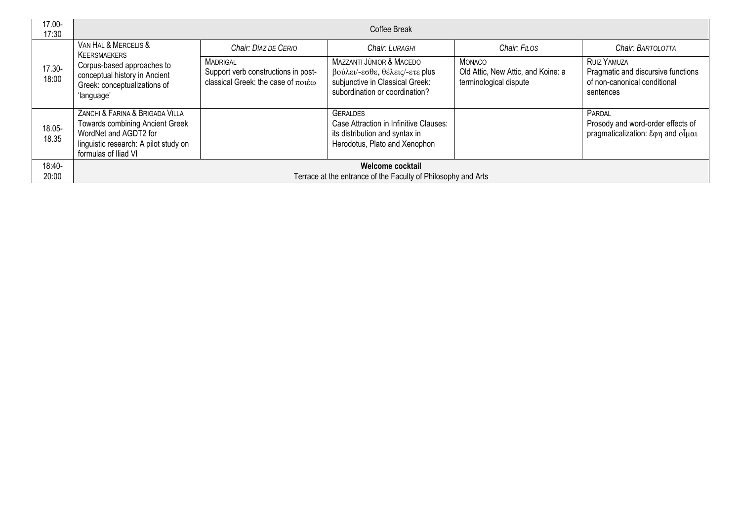| 17.00-17:30 | Coffee Break | | | | |
|---|---|---|---|---|---|
| 17.30-18:00 | VAN HAL & MERCELIS & KEERSMAEKERS<br>Corpus-based approaches to conceptual history in Ancient Greek: conceptualizations of 'language' | *Chair: DÍAZ DE CERIO*<br>MADRIGAL<br>Support verb constructions in post-classical Greek: the case of ποιέω | *Chair: LURAGHI*<br>MAZZANTI JÚNIOR & MACEDO<br>βούλει/-εσθε, θέλεις/-ετε plus subjunctive in Classical Greek: subordination or coordination? | *Chair: FILOS*<br>MONACO<br>Old Attic, New Attic, and Koine: a terminological dispute | *Chair: BARTOLOTTA*<br>RUIZ YAMUZA<br>Pragmatic and discursive functions of non-canonical conditional sentences |
| 18.05-18.35 | ZANCHI & FARINA & BRIGADA VILLA<br>Towards combining Ancient Greek WordNet and AGDT2 for linguistic research: A pilot study on formulas of Iliad VI | | GERALDES<br>Case Attraction in Infinitive Clauses: its distribution and syntax in Herodotus, Plato and Xenophon | | PARDAL<br>Prosody and word-order effects of pragmaticalization: ἔφη and οἶμαι |
| 18:40-20:00 | **Welcome cocktail**<br>Terrace at the entrance of the Faculty of Philosophy and Arts | | | | |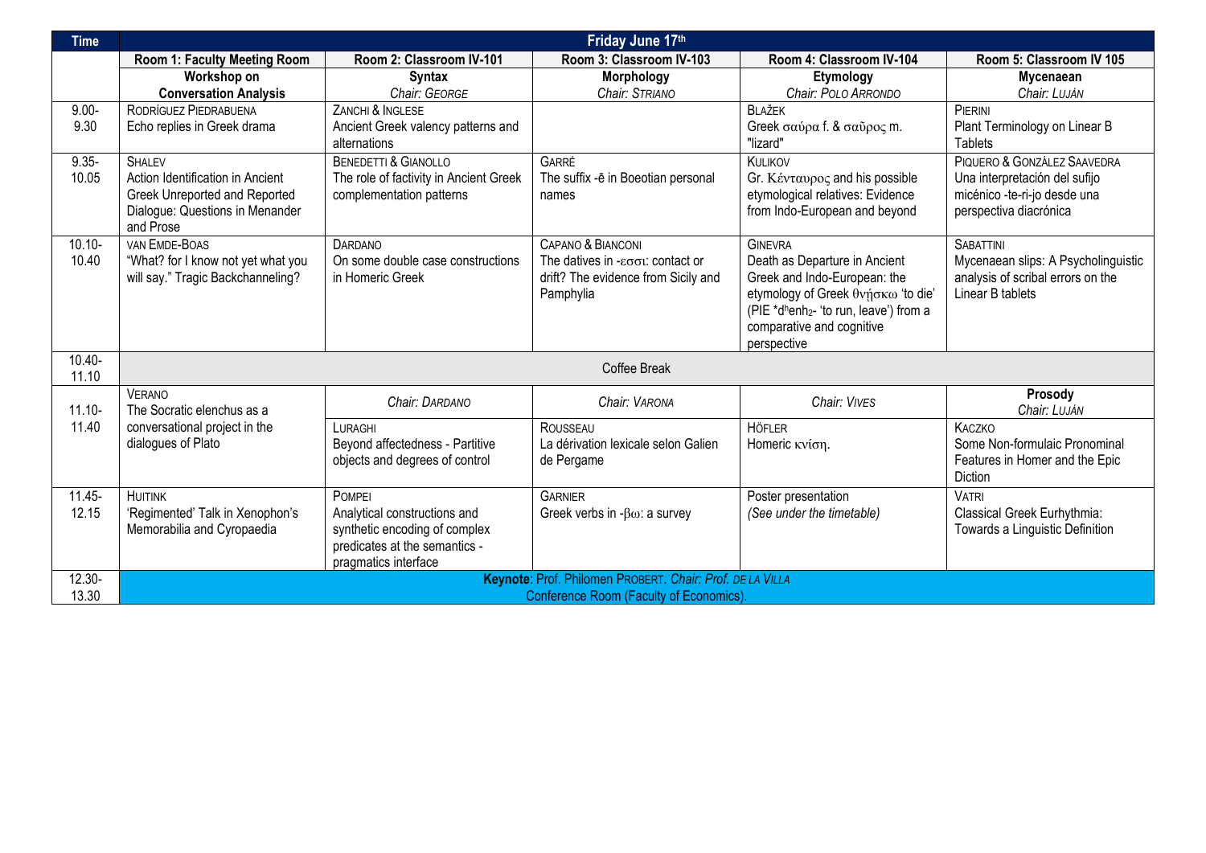| Time | Friday June 17th | | | | |
|---|---|---|---|---|---|
| | **Room 1: Faculty Meeting Room** | **Room 2: Classroom IV-101** | **Room 3: Classroom IV-103** | **Room 4: Classroom IV-104** | **Room 5: Classroom IV 105** |
| | **Workshop on Conversation Analysis** | **Syntax** *Chair: George* | **Morphology** *Chair: Striano* | **Etymology** *Chair: Polo Arrondo* | **Mycenaean** *Chair: Luján* |
| 9.00-9.30 | Rodríguez Piedrabuena Echo replies in Greek drama | Zanchi & Inglese Ancient Greek valency patterns and alternations | | Blažek Greek σαύρα f. & σαῦρος m. "lizard" | Pierini Plant Terminology on Linear B Tablets |
| 9.35-10.05 | Shalev Action Identification in Ancient Greek Unreported and Reported Dialogue: Questions in Menander and Prose | Benedetti & Gianollo The role of factivity in Ancient Greek complementation patterns | Garré The suffix -ē in Boeotian personal names | Kulikov Gr. Κένταυρος and his possible etymological relatives: Evidence from Indo-European and beyond | Piquero & González Saavedra Una interpretación del sufijo micénico -te-ri-jo desde una perspectiva diacrónica |
| 10.10-10.40 | van Emde-Boas "What? for I know not yet what you will say." Tragic Backchanneling? | Dardano On some double case constructions in Homeric Greek | Capano & Bianconi The datives in -εσσι: contact or drift? The evidence from Sicily and Pamphylia | Ginevra Death as Departure in Ancient Greek and Indo-European: the etymology of Greek θνῄσκω 'to die' (PIE $*d^henh_2$- 'to run, leave') from a comparative and cognitive perspective | Sabattini Mycenaean slips: A Psycholinguistic analysis of scribal errors on the Linear B tablets |
| 10.40-11.10 | Coffee Break | | | | |
| 11.10-11.40 | Verano The Socratic elenchus as a conversational project in the dialogues of Plato | *Chair: Dardano* Luraghi Beyond affectedness - Partitive objects and degrees of control | *Chair: Varona* Rousseau La dérivation lexicale selon Galien de Pergame | *Chair: Vives* Höfler Homeric κνίση. | **Prosody** *Chair: Luján* Kaczko Some Non-formulaic Pronominal Features in Homer and the Epic Diction |
| 11.45-12.15 | Huitink 'Regimented' Talk in Xenophon's Memorabilia and Cyropaedia | Pompei Analytical constructions and synthetic encoding of complex predicates at the semantics - pragmatics interface | Garnier Greek verbs in -βω: a survey | Poster presentation *(See under the timetable)* | Vatri Classical Greek Eurhythmia: Towards a Linguistic Definition |
| 12.30-13.30 | **Keynote**: Prof. Philomen Probert. *Chair: Prof. de la Villa* Conference Room (Faculty of Economics). | | | | |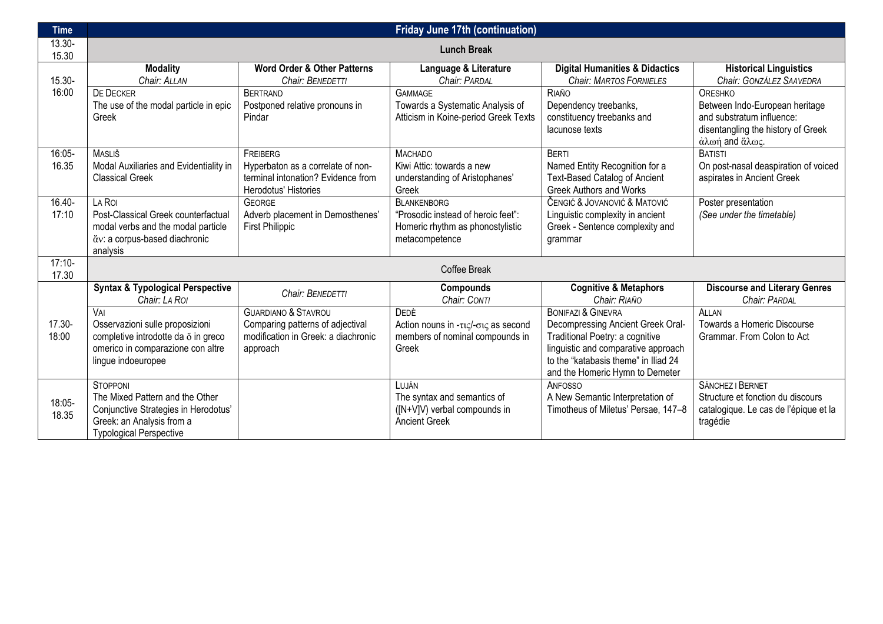| Time | Friday June 17th (continuation) | | | | |
|---|---|---|---|---|---|
| 13.30-15.30 | **Lunch Break** | | | | |
| 15.30-16:00 | **Modality**<br>*Chair: Allan* | **Word Order & Other Patterns**<br>*Chair: Benedetti* | **Language & Literature**<br>*Chair: Pardal* | **Digital Humanities & Didactics**<br>*Chair: Martos Fornieles* | **Historical Linguistics**<br>*Chair: González Saavedra* |
| | De Decker<br>The use of the modal particle in epic Greek | Bertrand<br>Postponed relative pronouns in Pindar | Gammage<br>Towards a Systematic Analysis of Atticism in Koine-period Greek Texts | Riaño<br>Dependency treebanks, constituency treebanks and lacunose texts | Oreshko<br>Between Indo-European heritage and substratum influence: disentangling the history of Greek ἀλωή and ἅλως. |
| 16:05-16.35 | Masliš<br>Modal Auxiliaries and Evidentiality in Classical Greek | Freiberg<br>Hyperbaton as a correlate of non-terminal intonation? Evidence from Herodotus' Histories | Machado<br>Kiwi Attic: towards a new understanding of Aristophanes' Greek | Berti<br>Named Entity Recognition for a Text-Based Catalog of Ancient Greek Authors and Works | Batisti<br>On post-nasal deaspiration of voiced aspirates in Ancient Greek |
| 16.40-17:10 | La Roi<br>Post-Classical Greek counterfactual modal verbs and the modal particle ἄν: a corpus-based diachronic analysis | George<br>Adverb placement in Demosthenes' First Philippic | Blankenborg<br>"Prosodic instead of heroic feet": Homeric rhythm as phonostylistic metacompetence | Čengić & Jovanović & Matović<br>Linguistic complexity in ancient Greek - Sentence complexity and grammar | Poster presentation<br>*(See under the timetable)* |
| 17:10-17.30 | Coffee Break | | | | |
| 17.30-18:00 | **Syntax & Typological Perspective**<br>*Chair: La Roi* | *Chair: Benedetti* | **Compounds**<br>*Chair: Conti* | **Cognitive & Metaphors**<br>*Chair: Riaño* | **Discourse and Literary Genres**<br>*Chair: Pardal* |
| | Vai<br>Osservazioni sulle proposizioni completive introdotte da ὅ in greco omerico in comparazione con altre lingue indoeuropee | Guardiano & Stavrou<br>Comparing patterns of adjectival modification in Greek: a diachronic approach | Dedè<br>Action nouns in -τις/-σις as second members of nominal compounds in Greek | Bonifazi & Ginevra<br>Decompressing Ancient Greek Oral-Traditional Poetry: a cognitive linguistic and comparative approach to the "katabasis theme" in Iliad 24 and the Homeric Hymn to Demeter | Allan<br>Towards a Homeric Discourse Grammar. From Colon to Act |
| 18:05-18.35 | Stopponi<br>The Mixed Pattern and the Other Conjunctive Strategies in Herodotus' Greek: an Analysis from a Typological Perspective | | Luján<br>The syntax and semantics of ([N+V]V) verbal compounds in Ancient Greek | Anfosso<br>A New Semantic Interpretation of Timotheus of Miletus' Persae, 147–8 | Sánchez i Bernet<br>Structure et fonction du discours catalogique. Le cas de l'épique et la tragédie |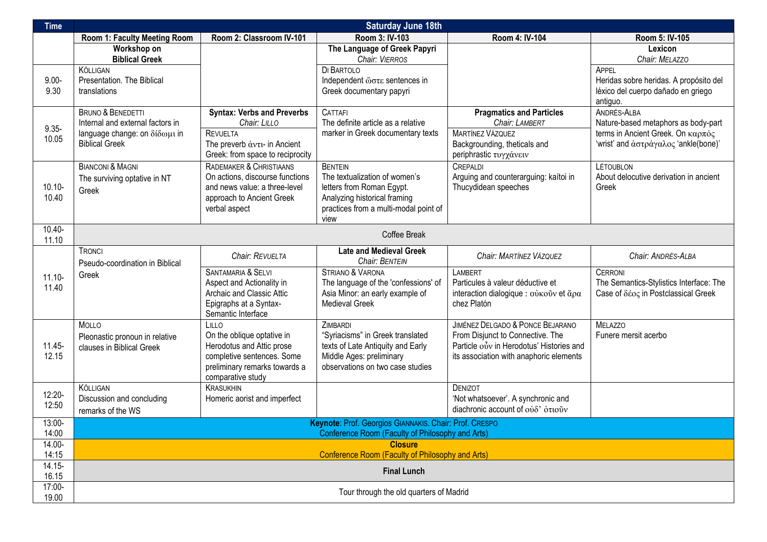| Time | Saturday June 18th | | | | |
|---|---|---|---|---|---|
| | **Room 1: Faculty Meeting Room** | **Room 2: Classroom IV-101** | **Room 3: IV-103** | **Room 4: IV-104** | **Room 5: IV-105** |
| | **Workshop on Biblical Greek** | | **The Language of Greek Papyri** *Chair: Vierros* | | **Lexicon** *Chair: Melazzo* |
| 9.00-9.30 | Kölligan Presentation. The Biblical translations | | Di Bartolo Independent ὥστε sentences in Greek documentary papyri | | Appel Heridas sobre heridas. A propósito del léxico del cuerpo dañado en griego antiguo. |
| 9.35-10.05 | Bruno & Benedetti Internal and external factors in language change: on δίδωμι in Biblical Greek | **Syntax: Verbs and Preverbs** *Chair: Lillo* Revuelta The preverb ἀντι- in Ancient Greek: from space to reciprocity | Cattafi The definite article as a relative marker in Greek documentary texts | **Pragmatics and Particles** *Chair: Lambert* Martínez Vázquez Backgrounding, theticals and periphrastic τυγχάνειν | Andrés-Alba Nature-based metaphors as body-part terms in Ancient Greek. On καρπός 'wrist' and ἀστράγαλος 'ankle(bone)' |
| 10.10-10.40 | Bianconi & Magni The surviving optative in NT Greek | Rademaker & Christiaans On actions, discourse functions and news value: a three-level approach to Ancient Greek verbal aspect | Bentein The textualization of women's letters from Roman Egypt. Analyzing historical framing practices from a multi-modal point of view | Crepaldi Arguing and counterarguing: kaítoi in Thucydidean speeches | Létoublon About delocutive derivation in ancient Greek |
| 10.40-11.10 | Coffee Break | | | | |
| 11.10-11.40 | Tronci Pseudo-coordination in Biblical Greek | *Chair: Revuelta* Santamaria & Selvi Aspect and Actionality in Archaic and Classic Attic Epigraphs at a Syntax-Semantic Interface | **Late and Medieval Greek** *Chair: Bentein* Striano & Varona The language of the 'confessions' of Asia Minor: an early example of Medieval Greek | *Chair: Martínez Vázquez* Lambert Particules à valeur déductive et interaction dialogique : οὐκοῦν et ἄρα chez Platón | *Chair: Andrés-Alba* Cerroni The Semantics-Stylistics Interface: The Case of δέος in Postclassical Greek |
| 11.45-12.15 | Mollo Pleonastic pronoun in relative clauses in Biblical Greek | Lillo On the oblique optative in Herodotus and Attic prose completive sentences. Some preliminary remarks towards a comparative study | Zimbardi "Syriacisms" in Greek translated texts of Late Antiquity and Early Middle Ages: preliminary observations on two case studies | Jiménez Delgado & Ponce Bejarano From Disjunct to Connective. The Particle οὖν in Herodotus' Histories and its association with anaphoric elements | Melazzo Funere mersit acerbo |
| 12:20-12:50 | Kölligan Discussion and concluding remarks of the WS | Krasukhin Homeric aorist and imperfect | | Denizot 'Not whatsoever'. A synchronic and diachronic account of οὐδ᾽ ὁτιοῦν | |
| 13:00-14:00 | **Keynote**: Prof. Georgios Giannakis. Chair: Prof. Crespo Conference Room (Faculty of Philosophy and Arts) | | | | |
| 14.00-14:15 | **Closure** Conference Room (Faculty of Philosophy and Arts) | | | | |
| 14.15-16.15 | **Final Lunch** | | | | |
| 17:00-19.00 | Tour through the old quarters of Madrid | | | | |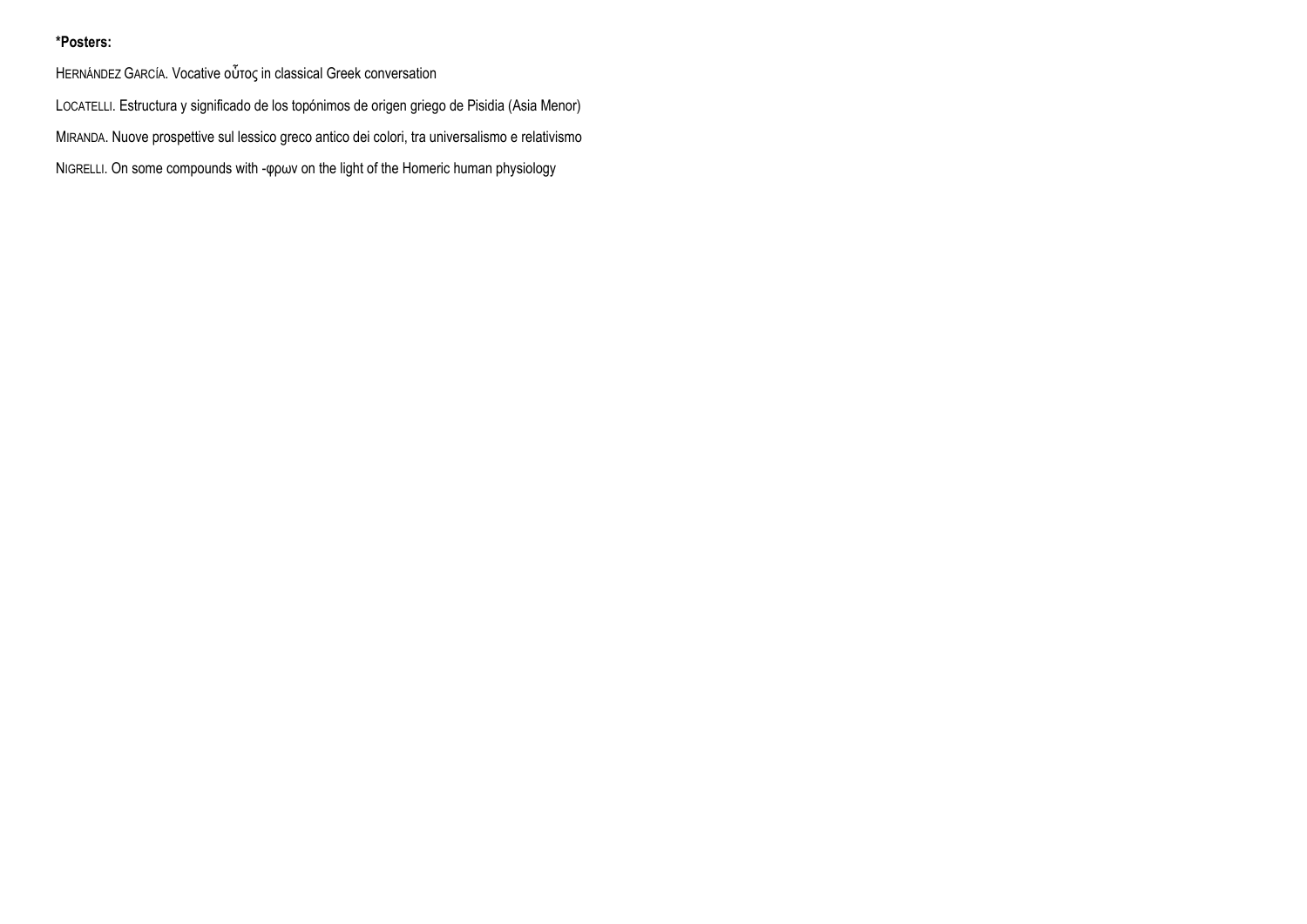**\*Posters:**

Hernández García. Vocative οὗτος in classical Greek conversation

Locatelli. Estructura y significado de los topónimos de origen griego de Pisidia (Asia Menor)

Miranda. Nuove prospettive sul lessico greco antico dei colori, tra universalismo e relativismo

Nigrelli. On some compounds with -φρων on the light of the Homeric human physiology